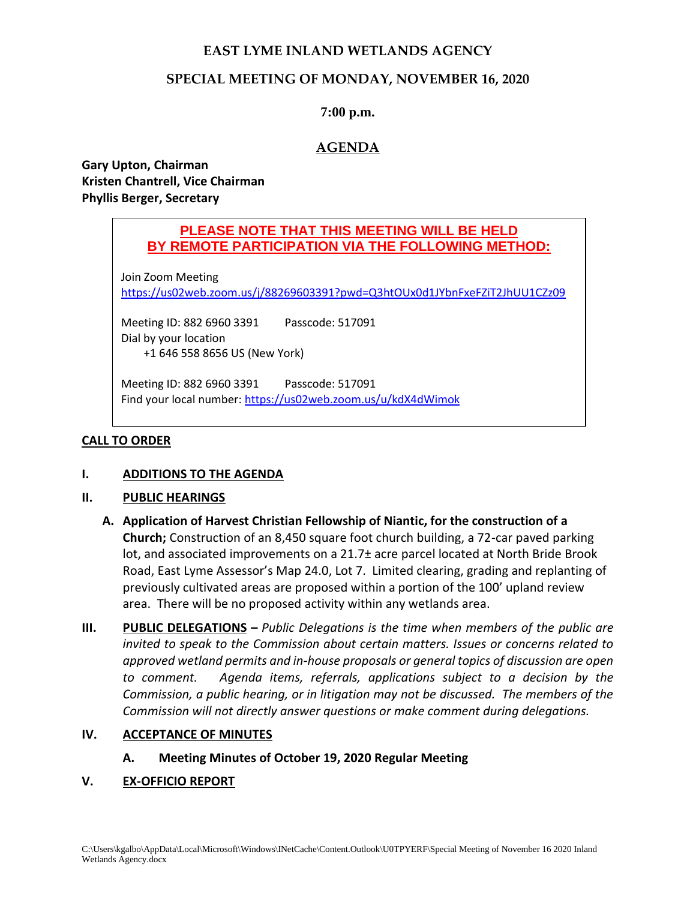# EAST LYME INLAND WETLANDS AGENCY

## SPECIAL MEETING OF MONDAY, NOVEMBER 16, 2020

**7:00 p.m.**

## AGENDA

**Gary Upton, Chairman**
**Kristen Chantrell, Vice Chairman**
**Phyllis Berger, Secretary**

**PLEASE NOTE THAT THIS MEETING WILL BE HELD BY REMOTE PARTICIPATION VIA THE FOLLOWING METHOD:**

Join Zoom Meeting
https://us02web.zoom.us/j/88269603391?pwd=Q3htOUx0d1JYbnFxeFZiT2JhUU1CZz09

Meeting ID: 882 6960 3391 Passcode: 517091
Dial by your location
+1 646 558 8656 US (New York)

Meeting ID: 882 6960 3391 Passcode: 517091
Find your local number: https://us02web.zoom.us/u/kdX4dWimok

**CALL TO ORDER**

**I. ADDITIONS TO THE AGENDA**

**II. PUBLIC HEARINGS**

**A. Application of Harvest Christian Fellowship of Niantic, for the construction of a Church;** Construction of an 8,450 square foot church building, a 72-car paved parking lot, and associated improvements on a 21.7± acre parcel located at North Bride Brook Road, East Lyme Assessor's Map 24.0, Lot 7. Limited clearing, grading and replanting of previously cultivated areas are proposed within a portion of the 100' upland review area. There will be no proposed activity within any wetlands area.

**III. PUBLIC DELEGATIONS** – *Public Delegations is the time when members of the public are invited to speak to the Commission about certain matters. Issues or concerns related to approved wetland permits and in-house proposals or general topics of discussion are open to comment. Agenda items, referrals, applications subject to a decision by the Commission, a public hearing, or in litigation may not be discussed. The members of the Commission will not directly answer questions or make comment during delegations.*

**IV. ACCEPTANCE OF MINUTES**

**A. Meeting Minutes of October 19, 2020 Regular Meeting**

**V. EX-OFFICIO REPORT**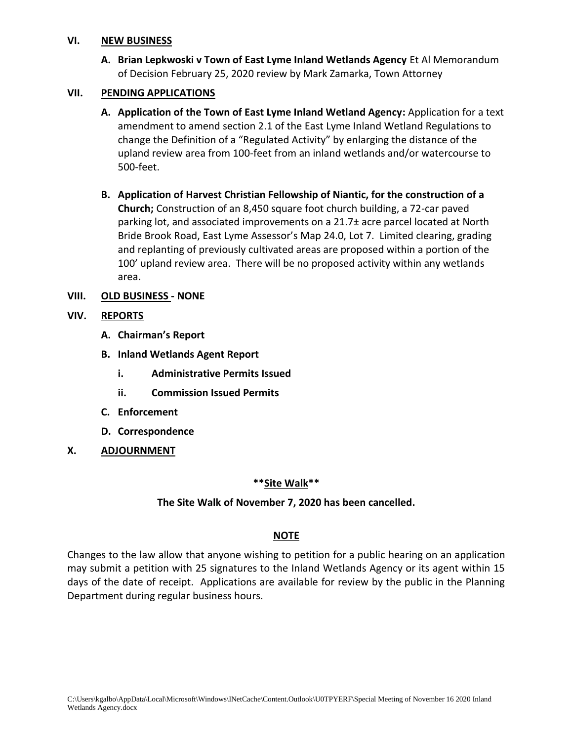**VI. NEW BUSINESS**

**A. Brian Lepkwoski v Town of East Lyme Inland Wetlands Agency** Et Al Memorandum of Decision February 25, 2020 review by Mark Zamarka, Town Attorney

**VII. PENDING APPLICATIONS**

**A. Application of the Town of East Lyme Inland Wetland Agency:** Application for a text amendment to amend section 2.1 of the East Lyme Inland Wetland Regulations to change the Definition of a "Regulated Activity" by enlarging the distance of the upland review area from 100-feet from an inland wetlands and/or watercourse to 500-feet.

**B. Application of Harvest Christian Fellowship of Niantic, for the construction of a Church;** Construction of an 8,450 square foot church building, a 72-car paved parking lot, and associated improvements on a 21.7± acre parcel located at North Bride Brook Road, East Lyme Assessor's Map 24.0, Lot 7. Limited clearing, grading and replanting of previously cultivated areas are proposed within a portion of the 100' upland review area. There will be no proposed activity within any wetlands area.

**VIII. OLD BUSINESS - NONE**

**VIV. REPORTS**

**A. Chairman's Report**

**B. Inland Wetlands Agent Report**

**i. Administrative Permits Issued**

**ii. Commission Issued Permits**

**C. Enforcement**

**D. Correspondence**

**X. ADJOURNMENT**

**\*\*Site Walk\*\***

**The Site Walk of November 7, 2020 has been cancelled.**

**NOTE**

Changes to the law allow that anyone wishing to petition for a public hearing on an application may submit a petition with 25 signatures to the Inland Wetlands Agency or its agent within 15 days of the date of receipt. Applications are available for review by the public in the Planning Department during regular business hours.